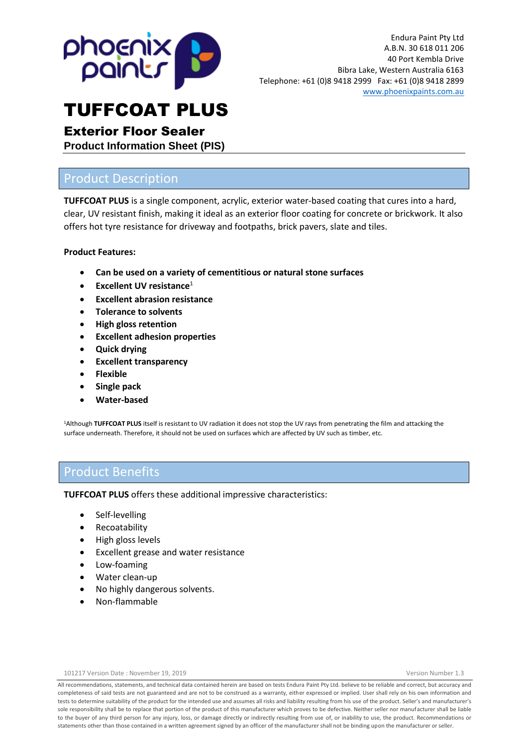Endura Paint Pty Ltd
A.B.N. 30 618 011 206
40 Port Kembla Drive
Bibra Lake, Western Australia 6163
Telephone: +61 (0)8 9418 2999 Fax: +61 (0)8 9418 2899
www.phoenixpaints.com.au

# TUFFCOAT PLUS

## Exterior Floor Sealer

### Product Information Sheet (PIS)

## Product Description

**TUFFCOAT PLUS** is a single component, acrylic, exterior water-based coating that cures into a hard, clear, UV resistant finish, making it ideal as an exterior floor coating for concrete or brickwork. It also offers hot tyre resistance for driveway and footpaths, brick pavers, slate and tiles.

**Product Features:**

- **Can be used on a variety of cementitious or natural stone surfaces**
- **Excellent UV resistance**[1]
- **Excellent abrasion resistance**
- **Tolerance to solvents**
- **High gloss retention**
- **Excellent adhesion properties**
- **Quick drying**
- **Excellent transparency**
- **Flexible**
- **Single pack**
- **Water-based**

[1]Although **TUFFCOAT PLUS** itself is resistant to UV radiation it does not stop the UV rays from penetrating the film and attacking the surface underneath. Therefore, it should not be used on surfaces which are affected by UV such as timber, etc.

## Product Benefits

**TUFFCOAT PLUS** offers these additional impressive characteristics:

- Self-levelling
- Recoatability
- High gloss levels
- Excellent grease and water resistance
- Low-foaming
- Water clean-up
- No highly dangerous solvents.
- Non-flammable

101217 Version Date : November 19, 2019 Version Number 1.3

All recommendations, statements, and technical data contained herein are based on tests Endura Paint Pty Ltd. believe to be reliable and correct, but accuracy and completeness of said tests are not guaranteed and are not to be construed as a warranty, either expressed or implied. User shall rely on his own information and tests to determine suitability of the product for the intended use and assumes all risks and liability resulting from his use of the product. Seller's and manufacturer's sole responsibility shall be to replace that portion of the product of this manufacturer which proves to be defective. Neither seller nor manufacturer shall be liable to the buyer of any third person for any injury, loss, or damage directly or indirectly resulting from use of, or inability to use, the product. Recommendations or statements other than those contained in a written agreement signed by an officer of the manufacturer shall not be binding upon the manufacturer or seller.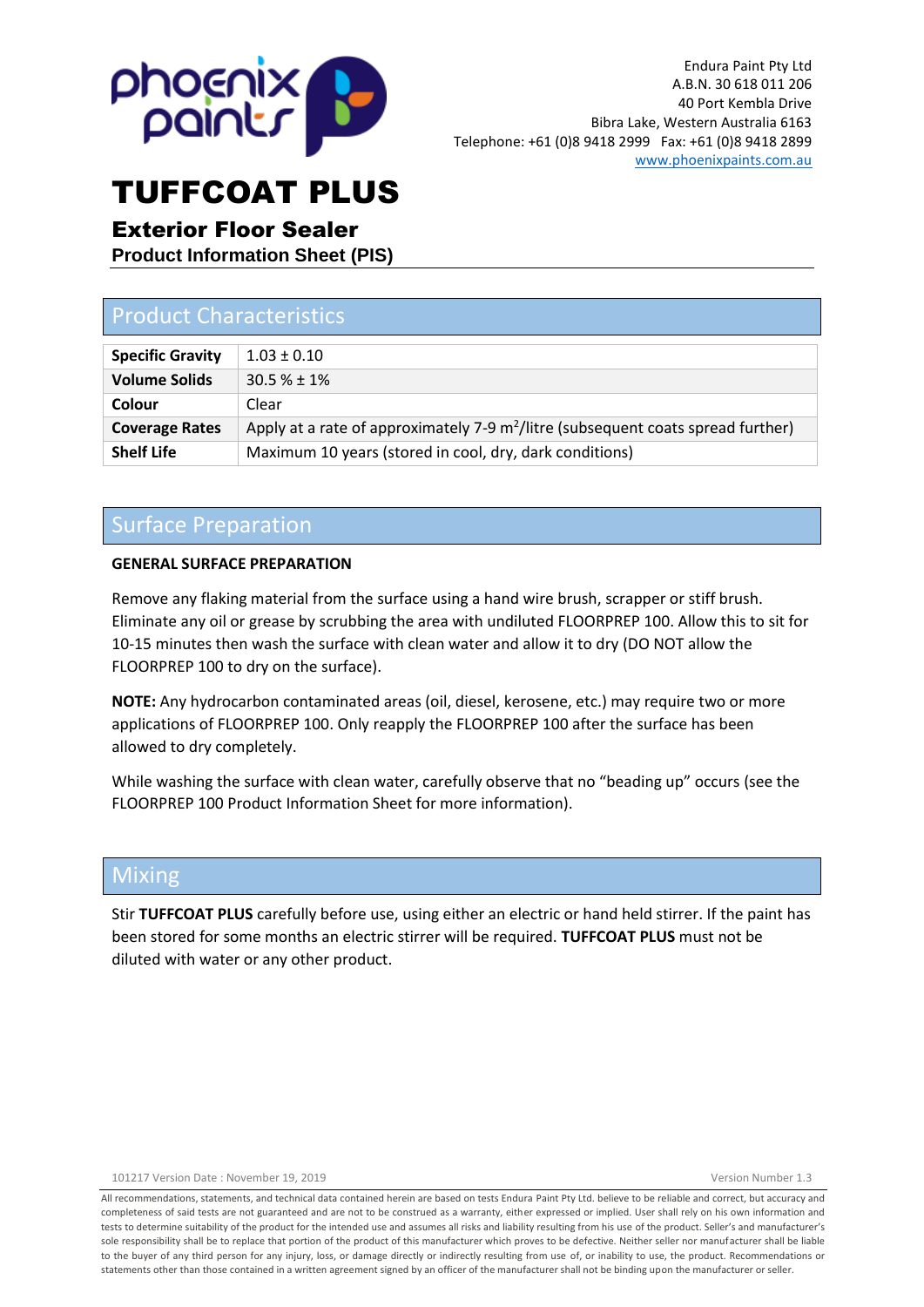Endura Paint Pty Ltd
A.B.N. 30 618 011 206
40 Port Kembla Drive
Bibra Lake, Western Australia 6163
Telephone: +61 (0)8 9418 2999 Fax: +61 (0)8 9418 2899
www.phoenixpaints.com.au

# TUFFCOAT PLUS

## Exterior Floor Sealer

**Product Information Sheet (PIS)**

## Product Characteristics

| | |
|---|---|
| **Specific Gravity** | 1.03 ± 0.10 |
| **Volume Solids** | 30.5 % ± 1% |
| **Colour** | Clear |
| **Coverage Rates** | Apply at a rate of approximately 7-9 $m^2$/litre (subsequent coats spread further) |
| **Shelf Life** | Maximum 10 years (stored in cool, dry, dark conditions) |

## Surface Preparation

**GENERAL SURFACE PREPARATION**

Remove any flaking material from the surface using a hand wire brush, scrapper or stiff brush. Eliminate any oil or grease by scrubbing the area with undiluted FLOORPREP 100. Allow this to sit for 10-15 minutes then wash the surface with clean water and allow it to dry (DO NOT allow the FLOORPREP 100 to dry on the surface).

**NOTE:** Any hydrocarbon contaminated areas (oil, diesel, kerosene, etc.) may require two or more applications of FLOORPREP 100. Only reapply the FLOORPREP 100 after the surface has been allowed to dry completely.

While washing the surface with clean water, carefully observe that no "beading up" occurs (see the FLOORPREP 100 Product Information Sheet for more information).

## Mixing

Stir **TUFFCOAT PLUS** carefully before use, using either an electric or hand held stirrer. If the paint has been stored for some months an electric stirrer will be required. **TUFFCOAT PLUS** must not be diluted with water or any other product.

101217 Version Date : November 19, 2019 Version Number 1.3

All recommendations, statements, and technical data contained herein are based on tests Endura Paint Pty Ltd. believe to be reliable and correct, but accuracy and completeness of said tests are not guaranteed and are not to be construed as a warranty, either expressed or implied. User shall rely on his own information and tests to determine suitability of the product for the intended use and assumes all risks and liability resulting from his use of the product. Seller's and manufacturer's sole responsibility shall be to replace that portion of the product of this manufacturer which proves to be defective. Neither seller nor manufacturer shall be liable to the buyer of any third person for any injury, loss, or damage directly or indirectly resulting from use of, or inability to use, the product. Recommendations or statements other than those contained in a written agreement signed by an officer of the manufacturer shall not be binding upon the manufacturer or seller.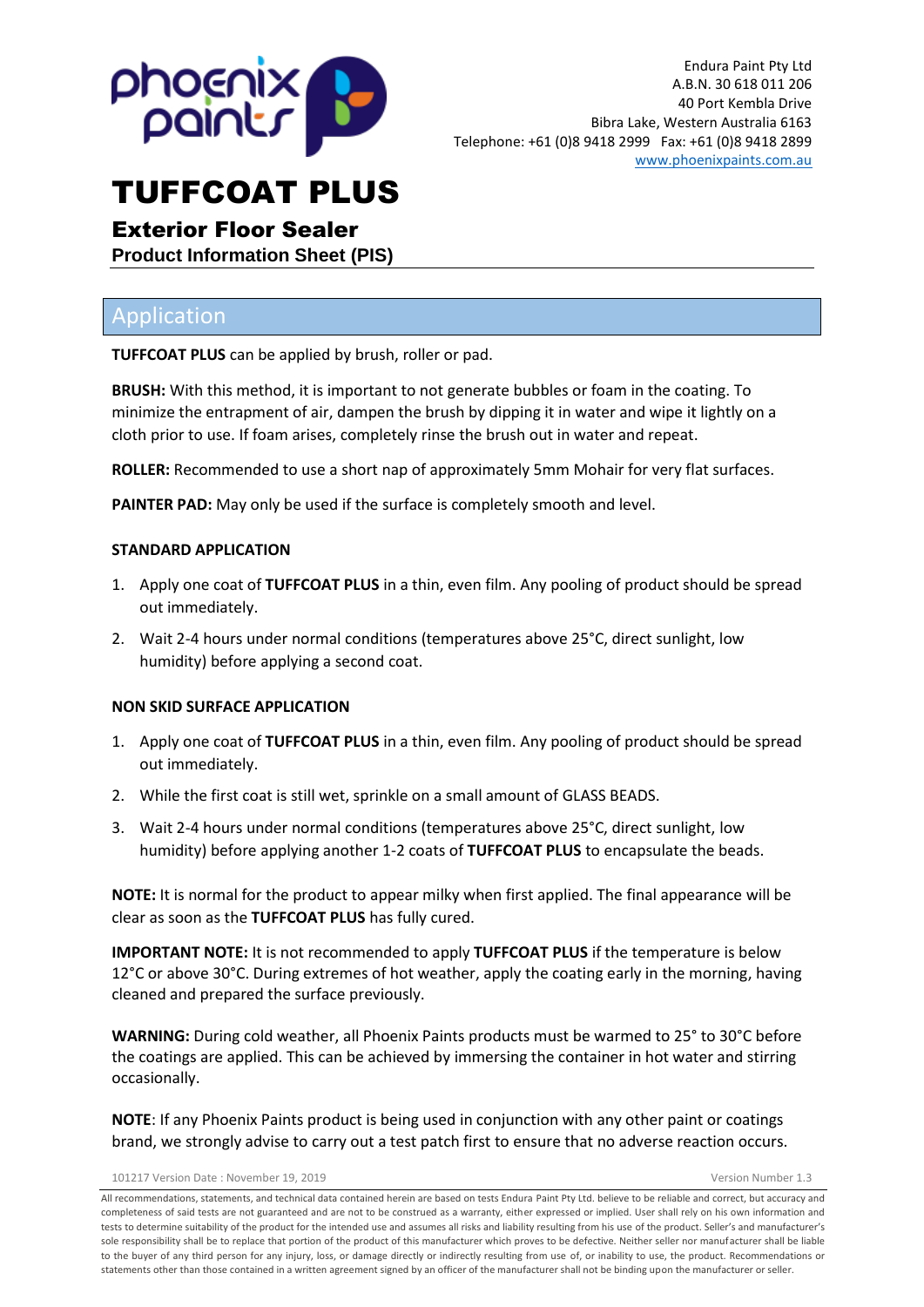Endura Paint Pty Ltd
A.B.N. 30 618 011 206
40 Port Kembla Drive
Bibra Lake, Western Australia 6163
Telephone: +61 (0)8 9418 2999 Fax: +61 (0)8 9418 2899
www.phoenixpaints.com.au

# TUFFCOAT PLUS

## Exterior Floor Sealer

### Product Information Sheet (PIS)

## Application

**TUFFCOAT PLUS** can be applied by brush, roller or pad.

**BRUSH:** With this method, it is important to not generate bubbles or foam in the coating. To minimize the entrapment of air, dampen the brush by dipping it in water and wipe it lightly on a cloth prior to use. If foam arises, completely rinse the brush out in water and repeat.

**ROLLER:** Recommended to use a short nap of approximately 5mm Mohair for very flat surfaces.

**PAINTER PAD:** May only be used if the surface is completely smooth and level.

**STANDARD APPLICATION**

1. Apply one coat of **TUFFCOAT PLUS** in a thin, even film. Any pooling of product should be spread out immediately.
2. Wait 2-4 hours under normal conditions (temperatures above 25°C, direct sunlight, low humidity) before applying a second coat.

**NON SKID SURFACE APPLICATION**

1. Apply one coat of **TUFFCOAT PLUS** in a thin, even film. Any pooling of product should be spread out immediately.
2. While the first coat is still wet, sprinkle on a small amount of GLASS BEADS.
3. Wait 2-4 hours under normal conditions (temperatures above 25°C, direct sunlight, low humidity) before applying another 1-2 coats of **TUFFCOAT PLUS** to encapsulate the beads.

**NOTE:** It is normal for the product to appear milky when first applied. The final appearance will be clear as soon as the **TUFFCOAT PLUS** has fully cured.

**IMPORTANT NOTE:** It is not recommended to apply **TUFFCOAT PLUS** if the temperature is below 12°C or above 30°C. During extremes of hot weather, apply the coating early in the morning, having cleaned and prepared the surface previously.

**WARNING:** During cold weather, all Phoenix Paints products must be warmed to 25° to 30°C before the coatings are applied. This can be achieved by immersing the container in hot water and stirring occasionally.

**NOTE**: If any Phoenix Paints product is being used in conjunction with any other paint or coatings brand, we strongly advise to carry out a test patch first to ensure that no adverse reaction occurs.

101217 Version Date : November 19, 2019 Version Number 1.3

All recommendations, statements, and technical data contained herein are based on tests Endura Paint Pty Ltd. believe to be reliable and correct, but accuracy and completeness of said tests are not guaranteed and are not to be construed as a warranty, either expressed or implied. User shall rely on his own information and tests to determine suitability of the product for the intended use and assumes all risks and liability resulting from his use of the product. Seller's and manufacturer's sole responsibility shall be to replace that portion of the product of this manufacturer which proves to be defective. Neither seller nor manufacturer shall be liable to the buyer of any third person for any injury, loss, or damage directly or indirectly resulting from use of, or inability to use, the product. Recommendations or statements other than those contained in a written agreement signed by an officer of the manufacturer shall not be binding upon the manufacturer or seller.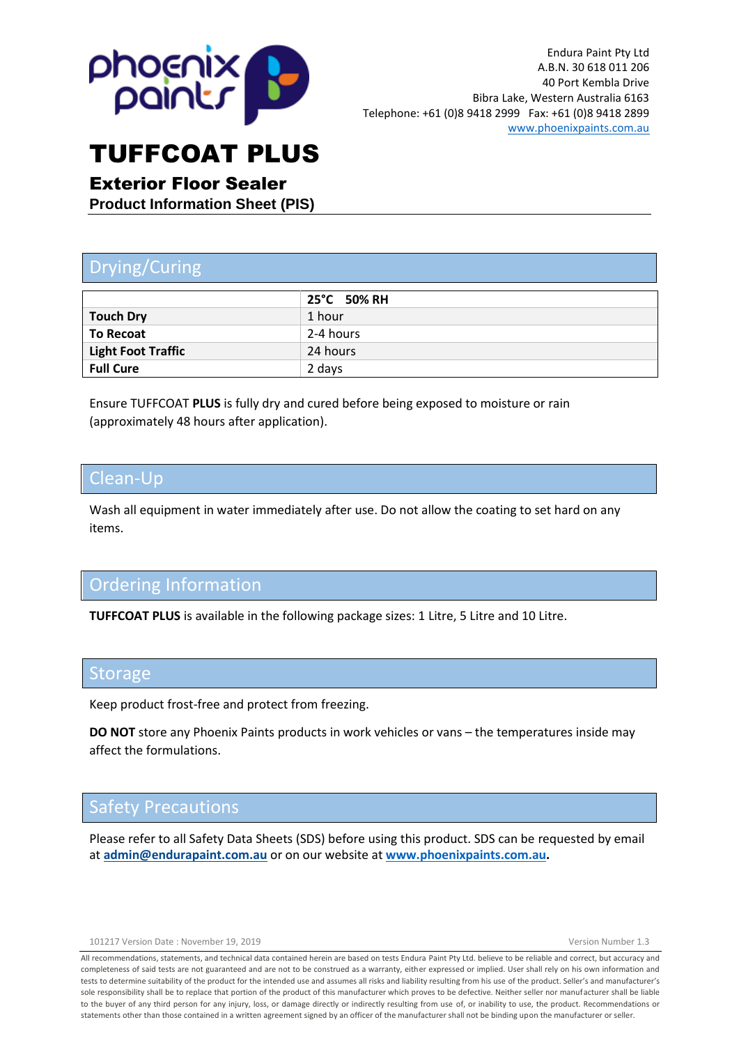Endura Paint Pty Ltd
A.B.N. 30 618 011 206
40 Port Kembla Drive
Bibra Lake, Western Australia 6163
Telephone: +61 (0)8 9418 2999 Fax: +61 (0)8 9418 2899
www.phoenixpaints.com.au

# TUFFCOAT PLUS

## Exterior Floor Sealer

**Product Information Sheet (PIS)**

## Drying/Curing

| | 25°C 50% RH |
|---|---|
| **Touch Dry** | 1 hour |
| **To Recoat** | 2-4 hours |
| **Light Foot Traffic** | 24 hours |
| **Full Cure** | 2 days |

Ensure TUFFCOAT **PLUS** is fully dry and cured before being exposed to moisture or rain (approximately 48 hours after application).

## Clean-Up

Wash all equipment in water immediately after use. Do not allow the coating to set hard on any items.

## Ordering Information

**TUFFCOAT PLUS** is available in the following package sizes: 1 Litre, 5 Litre and 10 Litre.

## Storage

Keep product frost-free and protect from freezing.

**DO NOT** store any Phoenix Paints products in work vehicles or vans – the temperatures inside may affect the formulations.

## Safety Precautions

Please refer to all Safety Data Sheets (SDS) before using this product. SDS can be requested by email at **admin@endurapaint.com.au** or on our website at **www.phoenixpaints.com.au.**

101217 Version Date : November 19, 2019 Version Number 1.3

All recommendations, statements, and technical data contained herein are based on tests Endura Paint Pty Ltd. believe to be reliable and correct, but accuracy and completeness of said tests are not guaranteed and are not to be construed as a warranty, either expressed or implied. User shall rely on his own information and tests to determine suitability of the product for the intended use and assumes all risks and liability resulting from his use of the product. Seller's and manufacturer's sole responsibility shall be to replace that portion of the product of this manufacturer which proves to be defective. Neither seller nor manufacturer shall be liable to the buyer of any third person for any injury, loss, or damage directly or indirectly resulting from use of, or inability to use, the product. Recommendations or statements other than those contained in a written agreement signed by an officer of the manufacturer shall not be binding upon the manufacturer or seller.